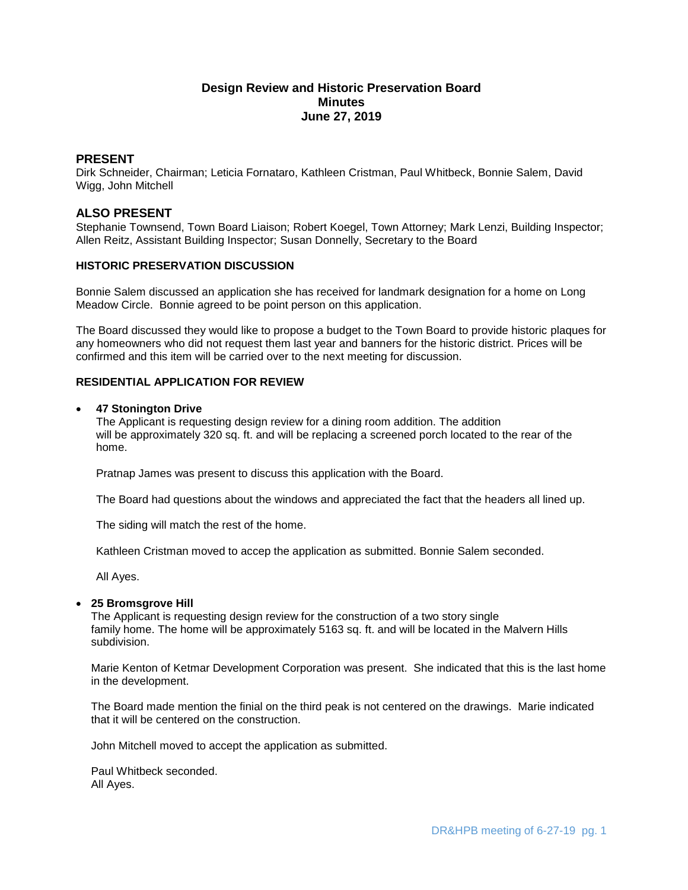# Design Review and Historic Preservation Board
## Minutes
## June 27, 2019

## PRESENT

Dirk Schneider, Chairman; Leticia Fornataro, Kathleen Cristman, Paul Whitbeck, Bonnie Salem, David Wigg, John Mitchell

## ALSO PRESENT

Stephanie Townsend, Town Board Liaison; Robert Koegel, Town Attorney; Mark Lenzi, Building Inspector; Allen Reitz, Assistant Building Inspector; Susan Donnelly, Secretary to the Board

### HISTORIC PRESERVATION DISCUSSION

Bonnie Salem discussed an application she has received for landmark designation for a home on Long Meadow Circle. Bonnie agreed to be point person on this application.

The Board discussed they would like to propose a budget to the Town Board to provide historic plaques for any homeowners who did not request them last year and banners for the historic district. Prices will be confirmed and this item will be carried over to the next meeting for discussion.

### RESIDENTIAL APPLICATION FOR REVIEW

- **47 Stonington Drive**

  The Applicant is requesting design review for a dining room addition. The addition will be approximately 320 sq. ft. and will be replacing a screened porch located to the rear of the home.

  Pratnap James was present to discuss this application with the Board.

  The Board had questions about the windows and appreciated the fact that the headers all lined up.

  The siding will match the rest of the home.

  Kathleen Cristman moved to accep the application as submitted. Bonnie Salem seconded.

  All Ayes.

- **25 Bromsgrove Hill**

  The Applicant is requesting design review for the construction of a two story single family home. The home will be approximately 5163 sq. ft. and will be located in the Malvern Hills subdivision.

  Marie Kenton of Ketmar Development Corporation was present. She indicated that this is the last home in the development.

  The Board made mention the finial on the third peak is not centered on the drawings. Marie indicated that it will be centered on the construction.

  John Mitchell moved to accept the application as submitted.

  Paul Whitbeck seconded.
  All Ayes.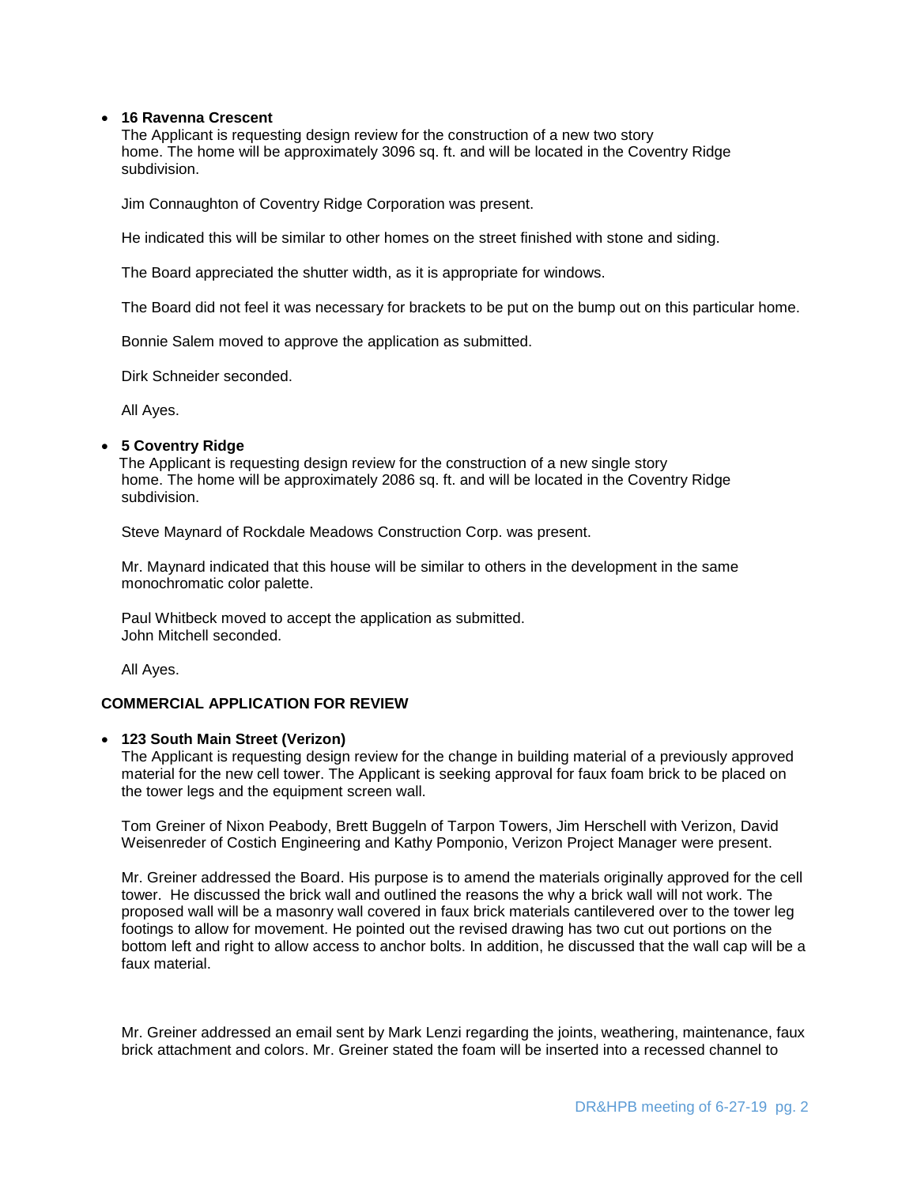- **16 Ravenna Crescent**

  The Applicant is requesting design review for the construction of a new two story home. The home will be approximately 3096 sq. ft. and will be located in the Coventry Ridge subdivision.

  Jim Connaughton of Coventry Ridge Corporation was present.

  He indicated this will be similar to other homes on the street finished with stone and siding.

  The Board appreciated the shutter width, as it is appropriate for windows.

  The Board did not feel it was necessary for brackets to be put on the bump out on this particular home.

  Bonnie Salem moved to approve the application as submitted.

  Dirk Schneider seconded.

  All Ayes.

- **5 Coventry Ridge**

  The Applicant is requesting design review for the construction of a new single story home. The home will be approximately 2086 sq. ft. and will be located in the Coventry Ridge subdivision.

  Steve Maynard of Rockdale Meadows Construction Corp. was present.

  Mr. Maynard indicated that this house will be similar to others in the development in the same monochromatic color palette.

  Paul Whitbeck moved to accept the application as submitted.
  John Mitchell seconded.

  All Ayes.

**COMMERCIAL APPLICATION FOR REVIEW**

- **123 South Main Street (Verizon)**

  The Applicant is requesting design review for the change in building material of a previously approved material for the new cell tower. The Applicant is seeking approval for faux foam brick to be placed on the tower legs and the equipment screen wall.

  Tom Greiner of Nixon Peabody, Brett Buggeln of Tarpon Towers, Jim Herschell with Verizon, David Weisenreder of Costich Engineering and Kathy Pomponio, Verizon Project Manager were present.

  Mr. Greiner addressed the Board. His purpose is to amend the materials originally approved for the cell tower. He discussed the brick wall and outlined the reasons the why a brick wall will not work. The proposed wall will be a masonry wall covered in faux brick materials cantilevered over to the tower leg footings to allow for movement. He pointed out the revised drawing has two cut out portions on the bottom left and right to allow access to anchor bolts. In addition, he discussed that the wall cap will be a faux material.

  Mr. Greiner addressed an email sent by Mark Lenzi regarding the joints, weathering, maintenance, faux brick attachment and colors. Mr. Greiner stated the foam will be inserted into a recessed channel to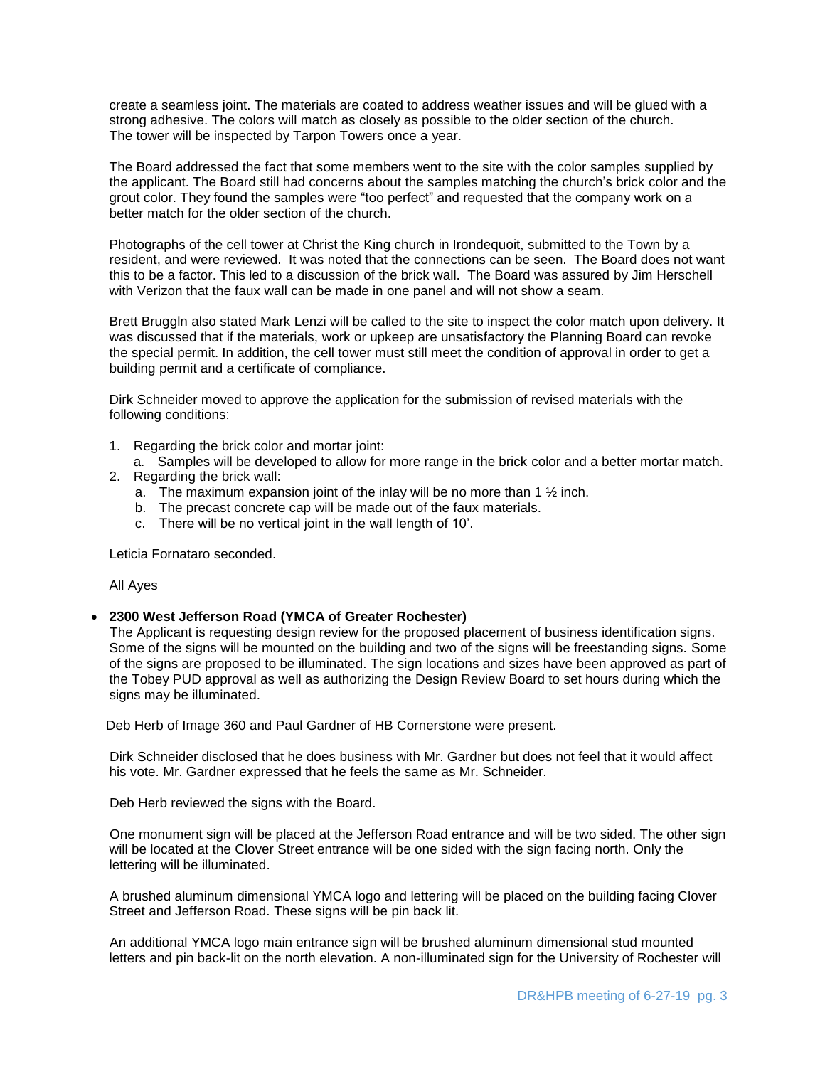create a seamless joint. The materials are coated to address weather issues and will be glued with a strong adhesive. The colors will match as closely as possible to the older section of the church. The tower will be inspected by Tarpon Towers once a year.

The Board addressed the fact that some members went to the site with the color samples supplied by the applicant. The Board still had concerns about the samples matching the church's brick color and the grout color. They found the samples were "too perfect" and requested that the company work on a better match for the older section of the church.

Photographs of the cell tower at Christ the King church in Irondequoit, submitted to the Town by a resident, and were reviewed. It was noted that the connections can be seen. The Board does not want this to be a factor. This led to a discussion of the brick wall. The Board was assured by Jim Herschell with Verizon that the faux wall can be made in one panel and will not show a seam.

Brett Bruggln also stated Mark Lenzi will be called to the site to inspect the color match upon delivery. It was discussed that if the materials, work or upkeep are unsatisfactory the Planning Board can revoke the special permit. In addition, the cell tower must still meet the condition of approval in order to get a building permit and a certificate of compliance.

Dirk Schneider moved to approve the application for the submission of revised materials with the following conditions:

1. Regarding the brick color and mortar joint:
   a. Samples will be developed to allow for more range in the brick color and a better mortar match.
2. Regarding the brick wall:
   a. The maximum expansion joint of the inlay will be no more than 1 ½ inch.
   b. The precast concrete cap will be made out of the faux materials.
   c. There will be no vertical joint in the wall length of 10'.

Leticia Fornataro seconded.

All Ayes

- **2300 West Jefferson Road (YMCA of Greater Rochester)**

  The Applicant is requesting design review for the proposed placement of business identification signs. Some of the signs will be mounted on the building and two of the signs will be freestanding signs. Some of the signs are proposed to be illuminated. The sign locations and sizes have been approved as part of the Tobey PUD approval as well as authorizing the Design Review Board to set hours during which the signs may be illuminated.

Deb Herb of Image 360 and Paul Gardner of HB Cornerstone were present.

Dirk Schneider disclosed that he does business with Mr. Gardner but does not feel that it would affect his vote. Mr. Gardner expressed that he feels the same as Mr. Schneider.

Deb Herb reviewed the signs with the Board.

One monument sign will be placed at the Jefferson Road entrance and will be two sided. The other sign will be located at the Clover Street entrance will be one sided with the sign facing north. Only the lettering will be illuminated.

A brushed aluminum dimensional YMCA logo and lettering will be placed on the building facing Clover Street and Jefferson Road. These signs will be pin back lit.

An additional YMCA logo main entrance sign will be brushed aluminum dimensional stud mounted letters and pin back-lit on the north elevation. A non-illuminated sign for the University of Rochester will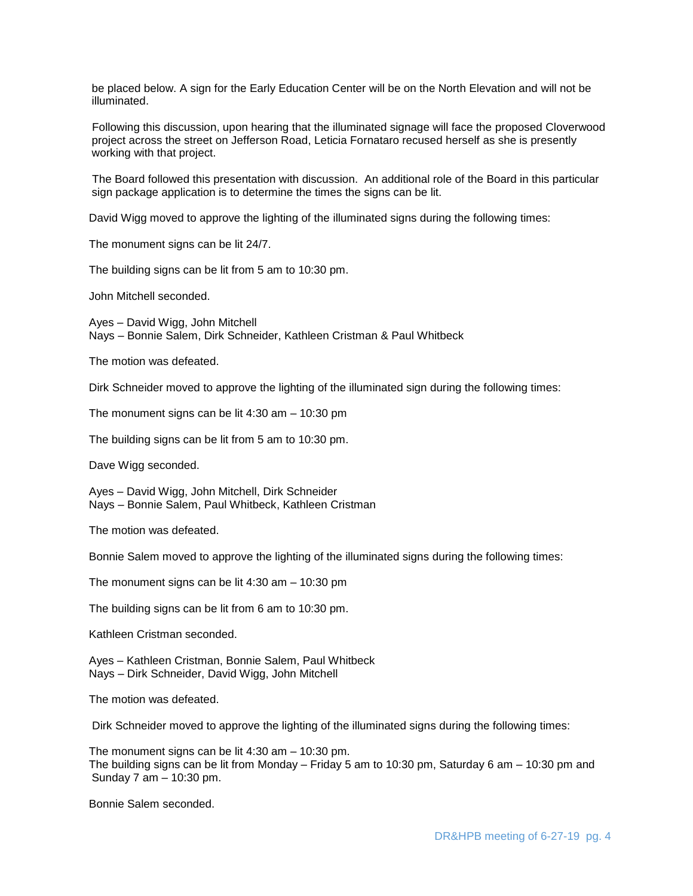be placed below. A sign for the Early Education Center will be on the North Elevation and will not be illuminated.

Following this discussion, upon hearing that the illuminated signage will face the proposed Cloverwood project across the street on Jefferson Road, Leticia Fornataro recused herself as she is presently working with that project.

The Board followed this presentation with discussion. An additional role of the Board in this particular sign package application is to determine the times the signs can be lit.

David Wigg moved to approve the lighting of the illuminated signs during the following times:

The monument signs can be lit 24/7.

The building signs can be lit from 5 am to 10:30 pm.

John Mitchell seconded.

Ayes – David Wigg, John Mitchell
Nays – Bonnie Salem, Dirk Schneider, Kathleen Cristman & Paul Whitbeck

The motion was defeated.

Dirk Schneider moved to approve the lighting of the illuminated sign during the following times:

The monument signs can be lit 4:30 am – 10:30 pm

The building signs can be lit from 5 am to 10:30 pm.

Dave Wigg seconded.

Ayes – David Wigg, John Mitchell, Dirk Schneider
Nays – Bonnie Salem, Paul Whitbeck, Kathleen Cristman

The motion was defeated.

Bonnie Salem moved to approve the lighting of the illuminated signs during the following times:

The monument signs can be lit 4:30 am – 10:30 pm

The building signs can be lit from 6 am to 10:30 pm.

Kathleen Cristman seconded.

Ayes – Kathleen Cristman, Bonnie Salem, Paul Whitbeck
Nays – Dirk Schneider, David Wigg, John Mitchell

The motion was defeated.

Dirk Schneider moved to approve the lighting of the illuminated signs during the following times:

The monument signs can be lit 4:30 am – 10:30 pm.
The building signs can be lit from Monday – Friday 5 am to 10:30 pm, Saturday 6 am – 10:30 pm and Sunday 7 am – 10:30 pm.

Bonnie Salem seconded.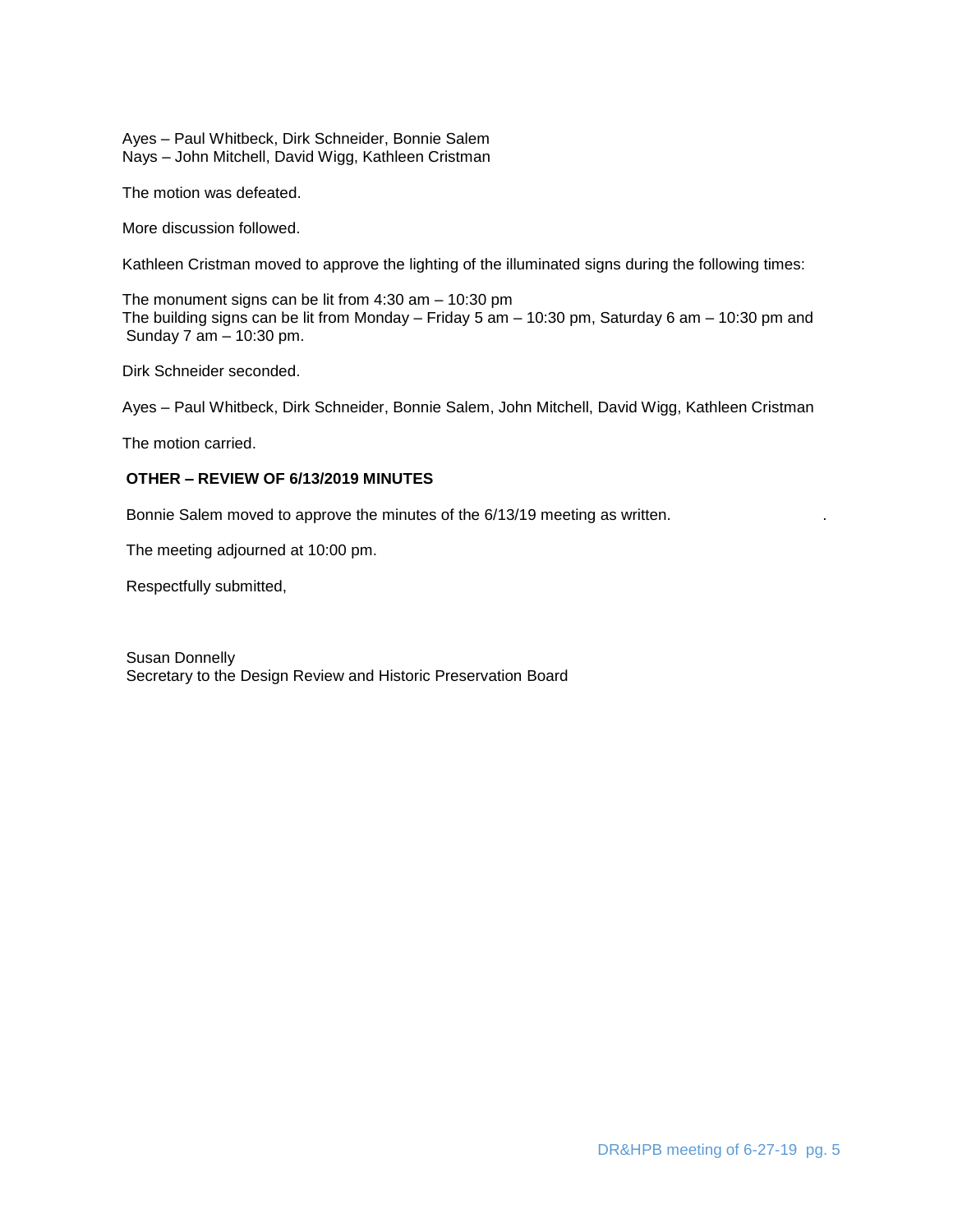Ayes – Paul Whitbeck, Dirk Schneider, Bonnie Salem
Nays – John Mitchell, David Wigg, Kathleen Cristman

The motion was defeated.

More discussion followed.

Kathleen Cristman moved to approve the lighting of the illuminated signs during the following times:

The monument signs can be lit from 4:30 am – 10:30 pm
The building signs can be lit from Monday – Friday 5 am – 10:30 pm, Saturday 6 am – 10:30 pm and Sunday 7 am – 10:30 pm.

Dirk Schneider seconded.

Ayes – Paul Whitbeck, Dirk Schneider, Bonnie Salem, John Mitchell, David Wigg, Kathleen Cristman

The motion carried.

**OTHER – REVIEW OF 6/13/2019 MINUTES**

Bonnie Salem moved to approve the minutes of the 6/13/19 meeting as written.

The meeting adjourned at 10:00 pm.

Respectfully submitted,

Susan Donnelly
Secretary to the Design Review and Historic Preservation Board